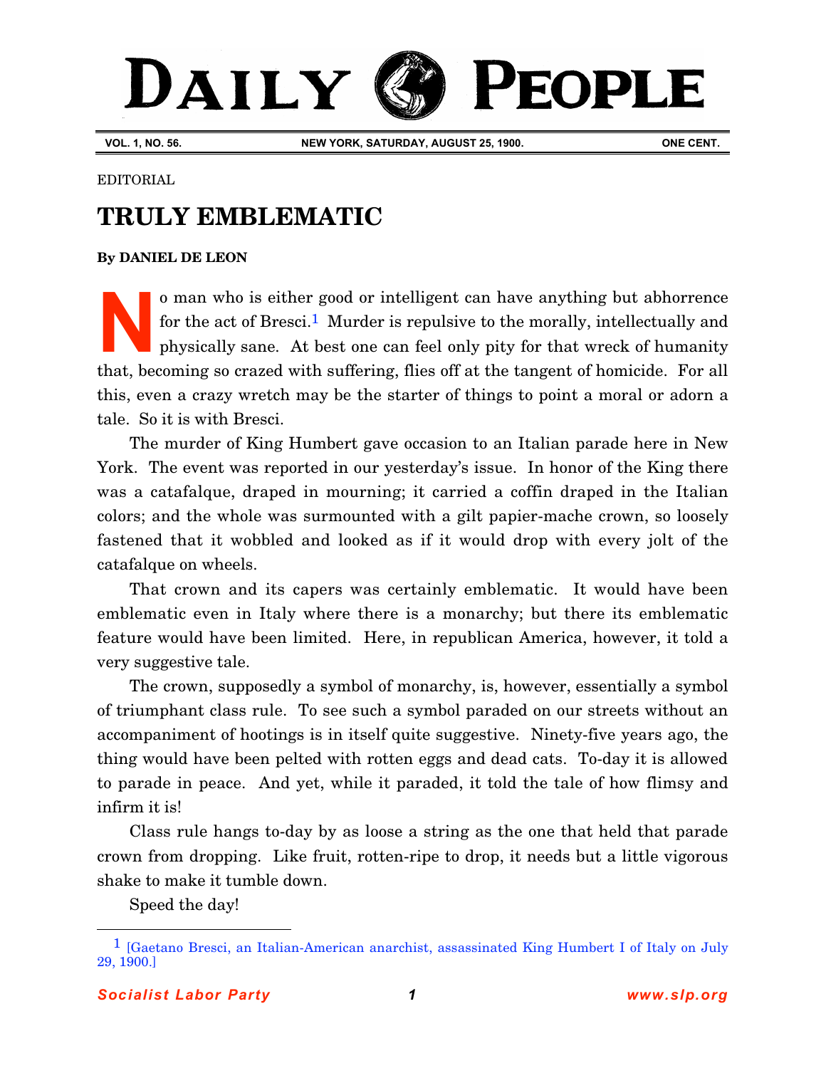# DAILY PEOPLE

VOL. 1, NO. 56. NEW YORK, SATURDAY, AUGUST 25, 1900. ONE CENT.

EDITORIAL

## TRULY EMBLEMATIC

**By DANIEL DE LEON**

No man who is either good or intelligent can have anything but abhorrence for the act of Bresci.[1] Murder is repulsive to the morally, intellectually and physically sane. At best one can feel only pity for that wreck of humanity that, becoming so crazed with suffering, flies off at the tangent of homicide. For all this, even a crazy wretch may be the starter of things to point a moral or adorn a tale. So it is with Bresci.

The murder of King Humbert gave occasion to an Italian parade here in New York. The event was reported in our yesterday's issue. In honor of the King there was a catafalque, draped in mourning; it carried a coffin draped in the Italian colors; and the whole was surmounted with a gilt papier-mache crown, so loosely fastened that it wobbled and looked as if it would drop with every jolt of the catafalque on wheels.

That crown and its capers was certainly emblematic. It would have been emblematic even in Italy where there is a monarchy; but there its emblematic feature would have been limited. Here, in republican America, however, it told a very suggestive tale.

The crown, supposedly a symbol of monarchy, is, however, essentially a symbol of triumphant class rule. To see such a symbol paraded on our streets without an accompaniment of hootings is in itself quite suggestive. Ninety-five years ago, the thing would have been pelted with rotten eggs and dead cats. To-day it is allowed to parade in peace. And yet, while it paraded, it told the tale of how flimsy and infirm it is!

Class rule hangs to-day by as loose a string as the one that held that parade crown from dropping. Like fruit, rotten-ripe to drop, it needs but a little vigorous shake to make it tumble down.

Speed the day!

---

[1] [Gaetano Bresci, an Italian-American anarchist, assassinated King Humbert I of Italy on July 29, 1900.]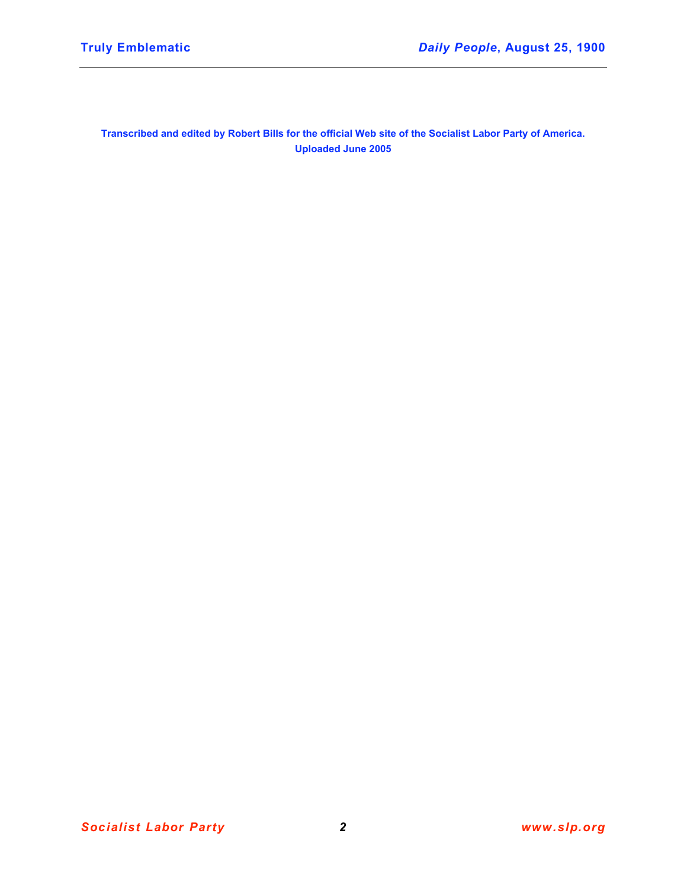**Transcribed and edited by Robert Bills for the official Web site of the Socialist Labor Party of America.**
**Uploaded June 2005**